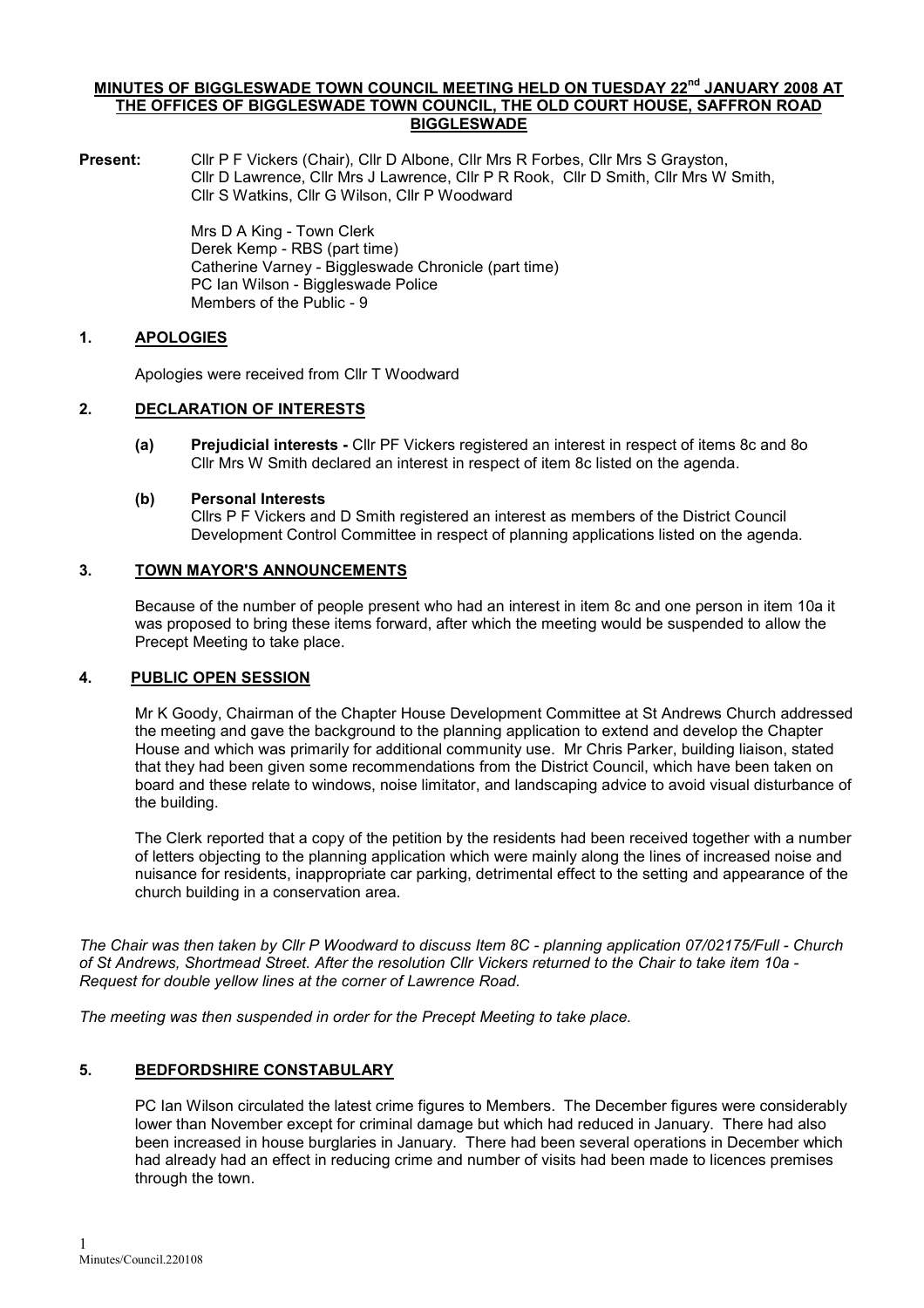# MINUTES OF BIGGLESWADE TOWN COUNCIL MEETING HELD ON TUESDAY 22nd JANUARY 2008 AT THE OFFICES OF BIGGLESWADE TOWN COUNCIL, THE OLD COURT HOUSE, SAFFRON ROAD BIGGLESWADE

**Present:** Cllr P F Vickers (Chair), Cllr D Albone, Cllr Mrs R Forbes, Cllr Mrs S Grayston, Cllr D Lawrence, Cllr Mrs J Lawrence, Cllr P R Rook, Cllr D Smith, Cllr Mrs W Smith, Cllr S Watkins, Cllr G Wilson, Cllr P Woodward

Mrs D A King - Town Clerk
Derek Kemp - RBS (part time)
Catherine Varney - Biggleswade Chronicle (part time)
PC Ian Wilson - Biggleswade Police
Members of the Public - 9

## 1. APOLOGIES

Apologies were received from Cllr T Woodward

## 2. DECLARATION OF INTERESTS

**(a) Prejudicial interests -** Cllr PF Vickers registered an interest in respect of items 8c and 8o Cllr Mrs W Smith declared an interest in respect of item 8c listed on the agenda.

**(b) Personal Interests**
Cllrs P F Vickers and D Smith registered an interest as members of the District Council Development Control Committee in respect of planning applications listed on the agenda.

## 3. TOWN MAYOR'S ANNOUNCEMENTS

Because of the number of people present who had an interest in item 8c and one person in item 10a it was proposed to bring these items forward, after which the meeting would be suspended to allow the Precept Meeting to take place.

## 4. PUBLIC OPEN SESSION

Mr K Goody, Chairman of the Chapter House Development Committee at St Andrews Church addressed the meeting and gave the background to the planning application to extend and develop the Chapter House and which was primarily for additional community use. Mr Chris Parker, building liaison, stated that they had been given some recommendations from the District Council, which have been taken on board and these relate to windows, noise limitator, and landscaping advice to avoid visual disturbance of the building.

The Clerk reported that a copy of the petition by the residents had been received together with a number of letters objecting to the planning application which were mainly along the lines of increased noise and nuisance for residents, inappropriate car parking, detrimental effect to the setting and appearance of the church building in a conservation area.

*The Chair was then taken by Cllr P Woodward to discuss Item 8C - planning application 07/02175/Full - Church of St Andrews, Shortmead Street. After the resolution Cllr Vickers returned to the Chair to take item 10a - Request for double yellow lines at the corner of Lawrence Road.*

*The meeting was then suspended in order for the Precept Meeting to take place.*

## 5. BEDFORDSHIRE CONSTABULARY

PC Ian Wilson circulated the latest crime figures to Members. The December figures were considerably lower than November except for criminal damage but which had reduced in January. There had also been increased in house burglaries in January. There had been several operations in December which had already had an effect in reducing crime and number of visits had been made to licences premises through the town.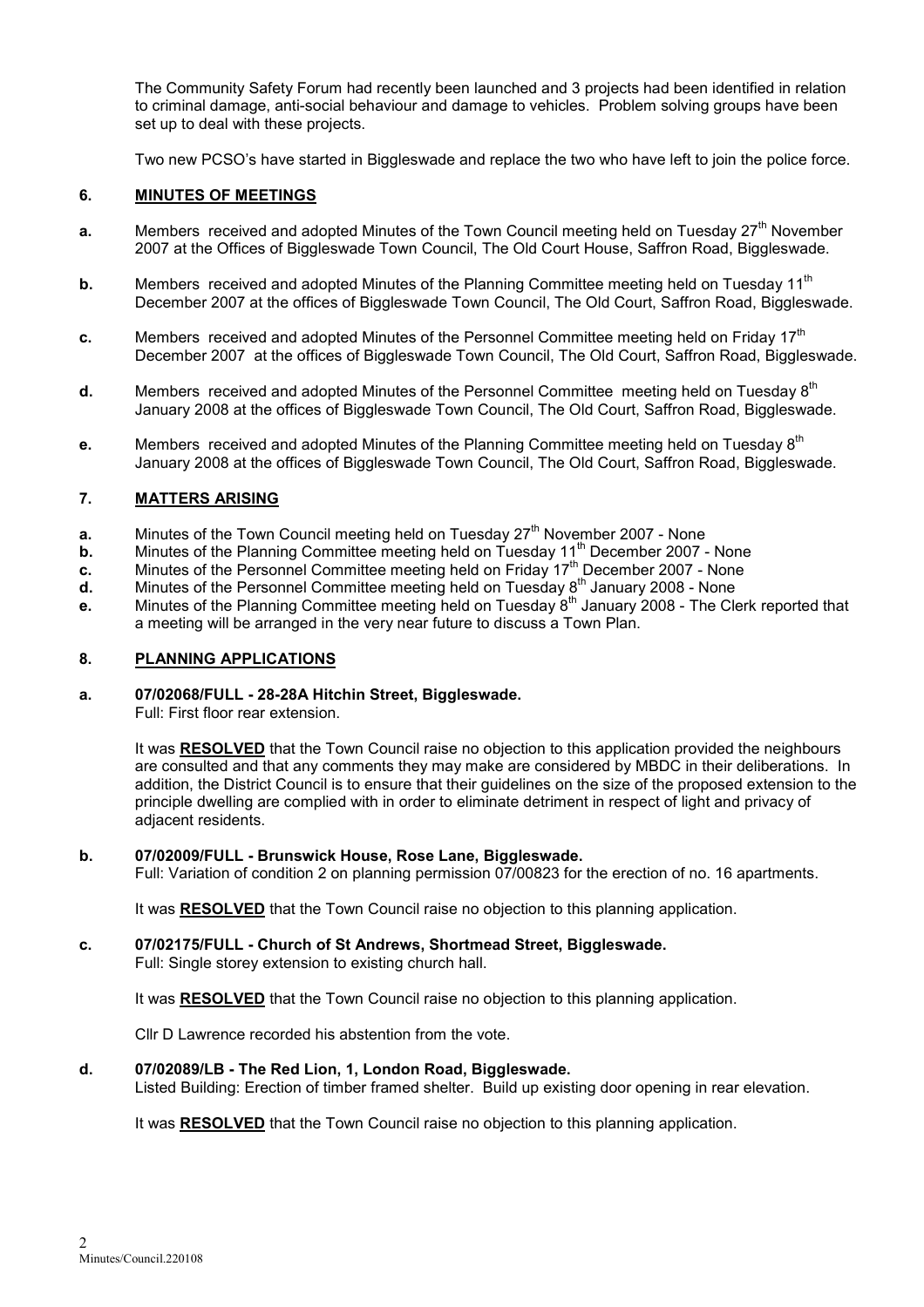The Community Safety Forum had recently been launched and 3 projects had been identified in relation to criminal damage, anti-social behaviour and damage to vehicles. Problem solving groups have been set up to deal with these projects.

Two new PCSO's have started in Biggleswade and replace the two who have left to join the police force.

## 6. MINUTES OF MEETINGS

**a.** Members received and adopted Minutes of the Town Council meeting held on Tuesday 27th November 2007 at the Offices of Biggleswade Town Council, The Old Court House, Saffron Road, Biggleswade.

**b.** Members received and adopted Minutes of the Planning Committee meeting held on Tuesday 11th December 2007 at the offices of Biggleswade Town Council, The Old Court, Saffron Road, Biggleswade.

**c.** Members received and adopted Minutes of the Personnel Committee meeting held on Friday 17th December 2007 at the offices of Biggleswade Town Council, The Old Court, Saffron Road, Biggleswade.

**d.** Members received and adopted Minutes of the Personnel Committee meeting held on Tuesday 8th January 2008 at the offices of Biggleswade Town Council, The Old Court, Saffron Road, Biggleswade.

**e.** Members received and adopted Minutes of the Planning Committee meeting held on Tuesday 8th January 2008 at the offices of Biggleswade Town Council, The Old Court, Saffron Road, Biggleswade.

## 7. MATTERS ARISING

**a.** Minutes of the Town Council meeting held on Tuesday 27th November 2007 - None
**b.** Minutes of the Planning Committee meeting held on Tuesday 11th December 2007 - None
**c.** Minutes of the Personnel Committee meeting held on Friday 17th December 2007 - None
**d.** Minutes of the Personnel Committee meeting held on Tuesday 8th January 2008 - None
**e.** Minutes of the Planning Committee meeting held on Tuesday 8th January 2008 - The Clerk reported that a meeting will be arranged in the very near future to discuss a Town Plan.

## 8. PLANNING APPLICATIONS

**a. 07/02068/FULL - 28-28A Hitchin Street, Biggleswade.**
Full: First floor rear extension.

It was **RESOLVED** that the Town Council raise no objection to this application provided the neighbours are consulted and that any comments they may make are considered by MBDC in their deliberations. In addition, the District Council is to ensure that their guidelines on the size of the proposed extension to the principle dwelling are complied with in order to eliminate detriment in respect of light and privacy of adjacent residents.

**b. 07/02009/FULL - Brunswick House, Rose Lane, Biggleswade.**
Full: Variation of condition 2 on planning permission 07/00823 for the erection of no. 16 apartments.

It was **RESOLVED** that the Town Council raise no objection to this planning application.

**c. 07/02175/FULL - Church of St Andrews, Shortmead Street, Biggleswade.**
Full: Single storey extension to existing church hall.

It was **RESOLVED** that the Town Council raise no objection to this planning application.

Cllr D Lawrence recorded his abstention from the vote.

**d. 07/02089/LB - The Red Lion, 1, London Road, Biggleswade.**
Listed Building: Erection of timber framed shelter. Build up existing door opening in rear elevation.

It was **RESOLVED** that the Town Council raise no objection to this planning application.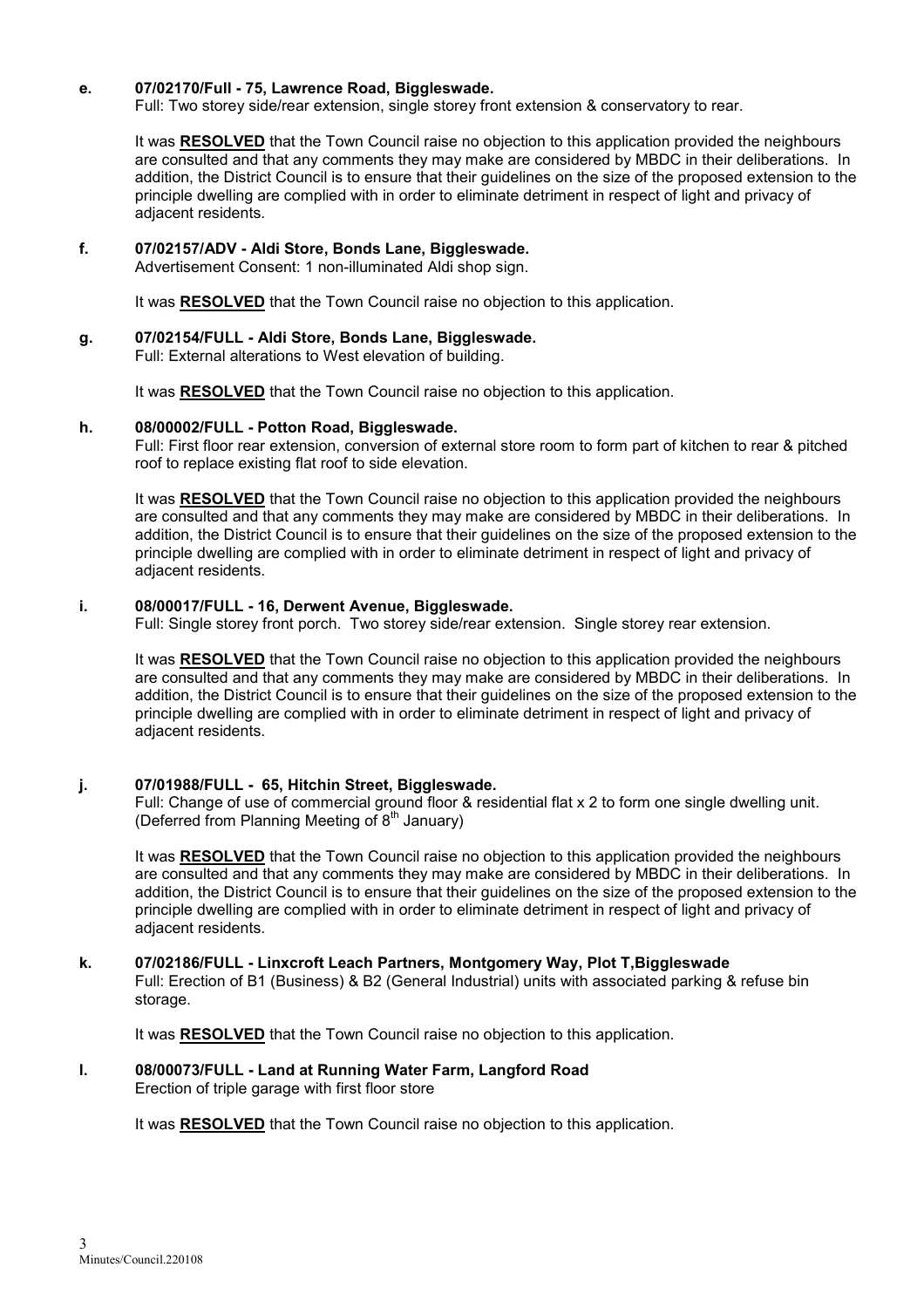**e. 07/02170/Full - 75, Lawrence Road, Biggleswade.**
Full: Two storey side/rear extension, single storey front extension & conservatory to rear.

It was **RESOLVED** that the Town Council raise no objection to this application provided the neighbours are consulted and that any comments they may make are considered by MBDC in their deliberations. In addition, the District Council is to ensure that their guidelines on the size of the proposed extension to the principle dwelling are complied with in order to eliminate detriment in respect of light and privacy of adjacent residents.

**f. 07/02157/ADV - Aldi Store, Bonds Lane, Biggleswade.**
Advertisement Consent: 1 non-illuminated Aldi shop sign.

It was **RESOLVED** that the Town Council raise no objection to this application.

**g. 07/02154/FULL - Aldi Store, Bonds Lane, Biggleswade.**
Full: External alterations to West elevation of building.

It was **RESOLVED** that the Town Council raise no objection to this application.

**h. 08/00002/FULL - Potton Road, Biggleswade.**
Full: First floor rear extension, conversion of external store room to form part of kitchen to rear & pitched roof to replace existing flat roof to side elevation.

It was **RESOLVED** that the Town Council raise no objection to this application provided the neighbours are consulted and that any comments they may make are considered by MBDC in their deliberations. In addition, the District Council is to ensure that their guidelines on the size of the proposed extension to the principle dwelling are complied with in order to eliminate detriment in respect of light and privacy of adjacent residents.

**i. 08/00017/FULL - 16, Derwent Avenue, Biggleswade.**
Full: Single storey front porch. Two storey side/rear extension. Single storey rear extension.

It was **RESOLVED** that the Town Council raise no objection to this application provided the neighbours are consulted and that any comments they may make are considered by MBDC in their deliberations. In addition, the District Council is to ensure that their guidelines on the size of the proposed extension to the principle dwelling are complied with in order to eliminate detriment in respect of light and privacy of adjacent residents.

**j. 07/01988/FULL - 65, Hitchin Street, Biggleswade.**
Full: Change of use of commercial ground floor & residential flat x 2 to form one single dwelling unit. (Deferred from Planning Meeting of 8th January)

It was **RESOLVED** that the Town Council raise no objection to this application provided the neighbours are consulted and that any comments they may make are considered by MBDC in their deliberations. In addition, the District Council is to ensure that their guidelines on the size of the proposed extension to the principle dwelling are complied with in order to eliminate detriment in respect of light and privacy of adjacent residents.

**k. 07/02186/FULL - Linxcroft Leach Partners, Montgomery Way, Plot T,Biggleswade**
Full: Erection of B1 (Business) & B2 (General Industrial) units with associated parking & refuse bin storage.

It was **RESOLVED** that the Town Council raise no objection to this application.

**l. 08/00073/FULL - Land at Running Water Farm, Langford Road**
Erection of triple garage with first floor store

It was **RESOLVED** that the Town Council raise no objection to this application.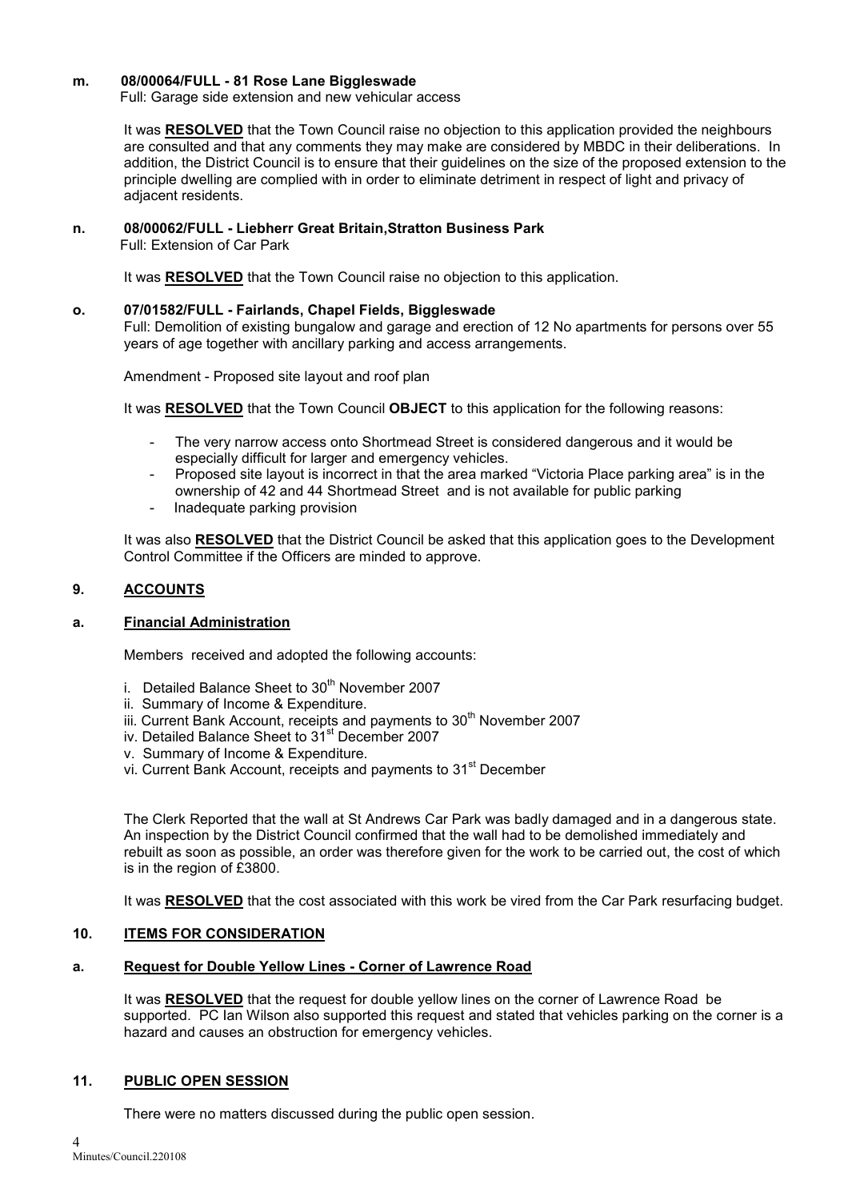**m. 08/00064/FULL - 81 Rose Lane Biggleswade**
Full: Garage side extension and new vehicular access

It was **RESOLVED** that the Town Council raise no objection to this application provided the neighbours are consulted and that any comments they may make are considered by MBDC in their deliberations. In addition, the District Council is to ensure that their guidelines on the size of the proposed extension to the principle dwelling are complied with in order to eliminate detriment in respect of light and privacy of adjacent residents.

**n. 08/00062/FULL - Liebherr Great Britain,Stratton Business Park**
Full: Extension of Car Park

It was **RESOLVED** that the Town Council raise no objection to this application.

**o. 07/01582/FULL - Fairlands, Chapel Fields, Biggleswade**
Full: Demolition of existing bungalow and garage and erection of 12 No apartments for persons over 55 years of age together with ancillary parking and access arrangements.

Amendment - Proposed site layout and roof plan

It was **RESOLVED** that the Town Council **OBJECT** to this application for the following reasons:

- The very narrow access onto Shortmead Street is considered dangerous and it would be especially difficult for larger and emergency vehicles.
- Proposed site layout is incorrect in that the area marked "Victoria Place parking area" is in the ownership of 42 and 44 Shortmead Street and is not available for public parking
- Inadequate parking provision

It was also **RESOLVED** that the District Council be asked that this application goes to the Development Control Committee if the Officers are minded to approve.

## 9. ACCOUNTS

### a. Financial Administration

Members received and adopted the following accounts:

i. Detailed Balance Sheet to 30th November 2007
ii. Summary of Income & Expenditure.
iii. Current Bank Account, receipts and payments to 30th November 2007
iv. Detailed Balance Sheet to 31st December 2007
v. Summary of Income & Expenditure.
vi. Current Bank Account, receipts and payments to 31st December

The Clerk Reported that the wall at St Andrews Car Park was badly damaged and in a dangerous state. An inspection by the District Council confirmed that the wall had to be demolished immediately and rebuilt as soon as possible, an order was therefore given for the work to be carried out, the cost of which is in the region of £3800.

It was **RESOLVED** that the cost associated with this work be vired from the Car Park resurfacing budget.

## 10. ITEMS FOR CONSIDERATION

### a. Request for Double Yellow Lines - Corner of Lawrence Road

It was **RESOLVED** that the request for double yellow lines on the corner of Lawrence Road be supported. PC Ian Wilson also supported this request and stated that vehicles parking on the corner is a hazard and causes an obstruction for emergency vehicles.

## 11. PUBLIC OPEN SESSION

There were no matters discussed during the public open session.